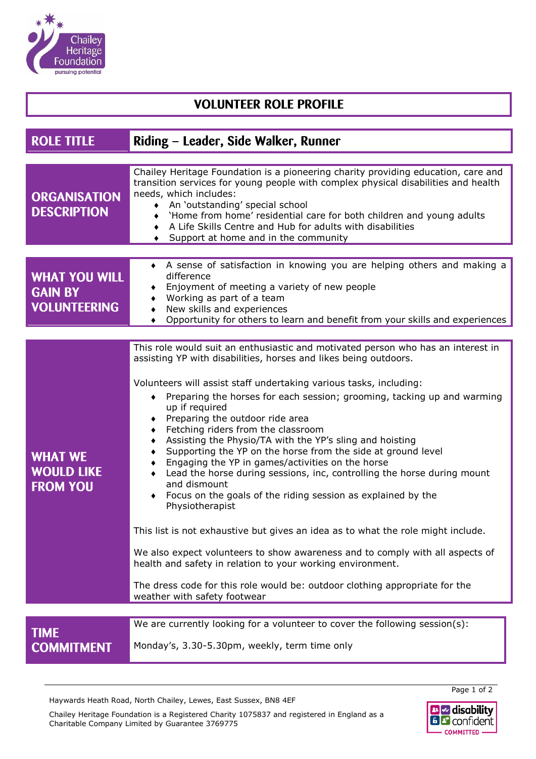# VOLUNTEER ROLE PROFILE

| ROLE TITLE | Riding – Leader, Side Walker, Runner |
|---|---|

## ORGANISATION DESCRIPTION

Chailey Heritage Foundation is a pioneering charity providing education, care and transition services for young people with complex physical disabilities and health needs, which includes:

- An 'outstanding' special school
- 'Home from home' residential care for both children and young adults
- A Life Skills Centre and Hub for adults with disabilities
- Support at home and in the community

## WHAT YOU WILL GAIN BY VOLUNTEERING

- A sense of satisfaction in knowing you are helping others and making a difference
- Enjoyment of meeting a variety of new people
- Working as part of a team
- New skills and experiences
- Opportunity for others to learn and benefit from your skills and experiences

## WHAT WE WOULD LIKE FROM YOU

This role would suit an enthusiastic and motivated person who has an interest in assisting YP with disabilities, horses and likes being outdoors.

Volunteers will assist staff undertaking various tasks, including:

- Preparing the horses for each session; grooming, tacking up and warming up if required
- Preparing the outdoor ride area
- Fetching riders from the classroom
- Assisting the Physio/TA with the YP's sling and hoisting
- Supporting the YP on the horse from the side at ground level
- Engaging the YP in games/activities on the horse
- Lead the horse during sessions, inc, controlling the horse during mount and dismount
- Focus on the goals of the riding session as explained by the Physiotherapist

This list is not exhaustive but gives an idea as to what the role might include.

We also expect volunteers to show awareness and to comply with all aspects of health and safety in relation to your working environment.

The dress code for this role would be: outdoor clothing appropriate for the weather with safety footwear

## TIME COMMITMENT

We are currently looking for a volunteer to cover the following session(s):

Monday's, 3.30-5.30pm, weekly, term time only

Haywards Heath Road, North Chailey, Lewes, East Sussex, BN8 4EF

Chailey Heritage Foundation is a Registered Charity 1075837 and registered in England as a Charitable Company Limited by Guarantee 3769775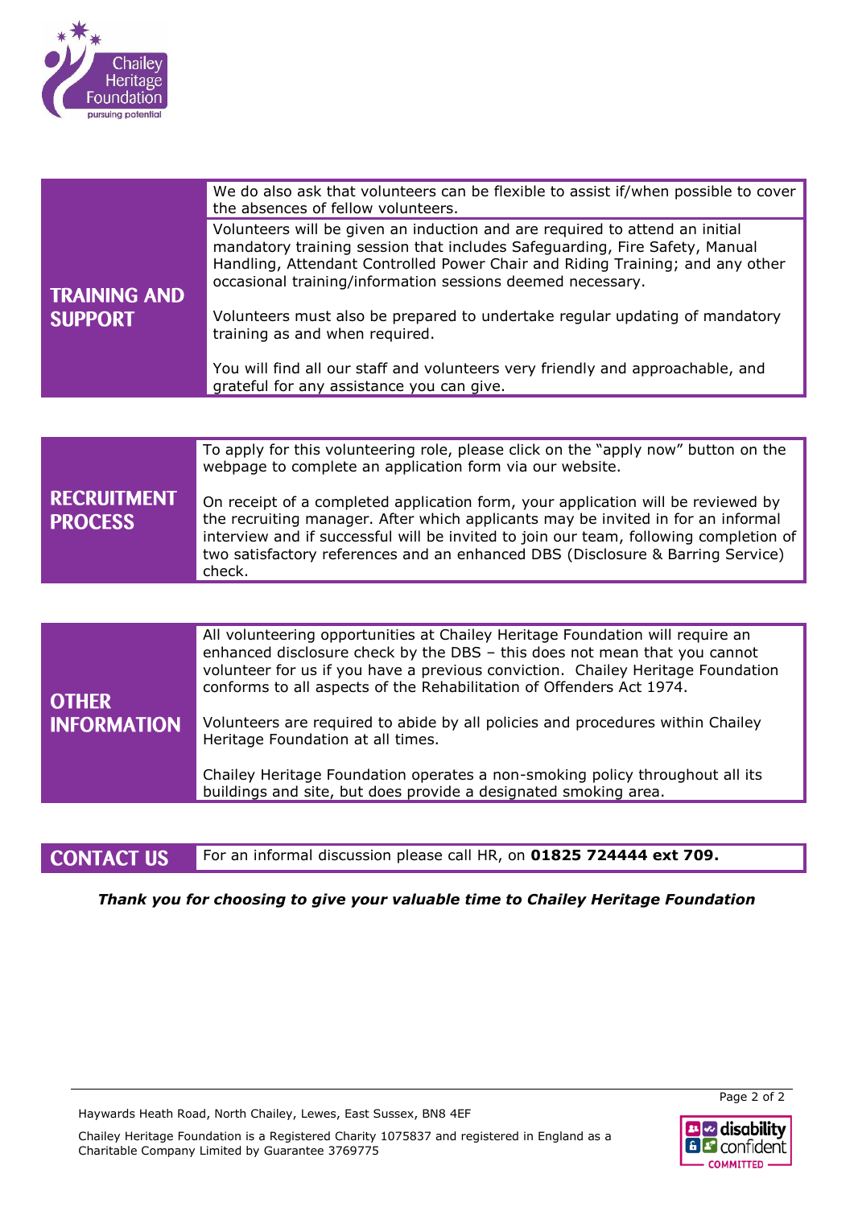## TRAINING AND SUPPORT

We do also ask that volunteers can be flexible to assist if/when possible to cover the absences of fellow volunteers.

Volunteers will be given an induction and are required to attend an initial mandatory training session that includes Safeguarding, Fire Safety, Manual Handling, Attendant Controlled Power Chair and Riding Training; and any other occasional training/information sessions deemed necessary.

Volunteers must also be prepared to undertake regular updating of mandatory training as and when required.

You will find all our staff and volunteers very friendly and approachable, and grateful for any assistance you can give.

## RECRUITMENT PROCESS

To apply for this volunteering role, please click on the "apply now" button on the webpage to complete an application form via our website.

On receipt of a completed application form, your application will be reviewed by the recruiting manager. After which applicants may be invited in for an informal interview and if successful will be invited to join our team, following completion of two satisfactory references and an enhanced DBS (Disclosure & Barring Service) check.

## OTHER INFORMATION

All volunteering opportunities at Chailey Heritage Foundation will require an enhanced disclosure check by the DBS – this does not mean that you cannot volunteer for us if you have a previous conviction. Chailey Heritage Foundation conforms to all aspects of the Rehabilitation of Offenders Act 1974.

Volunteers are required to abide by all policies and procedures within Chailey Heritage Foundation at all times.

Chailey Heritage Foundation operates a non-smoking policy throughout all its buildings and site, but does provide a designated smoking area.

## CONTACT US

For an informal discussion please call HR, on **01825 724444 ext 709.**

***Thank you for choosing to give your valuable time to Chailey Heritage Foundation***

Haywards Heath Road, North Chailey, Lewes, East Sussex, BN8 4EF

Chailey Heritage Foundation is a Registered Charity 1075837 and registered in England as a Charitable Company Limited by Guarantee 3769775